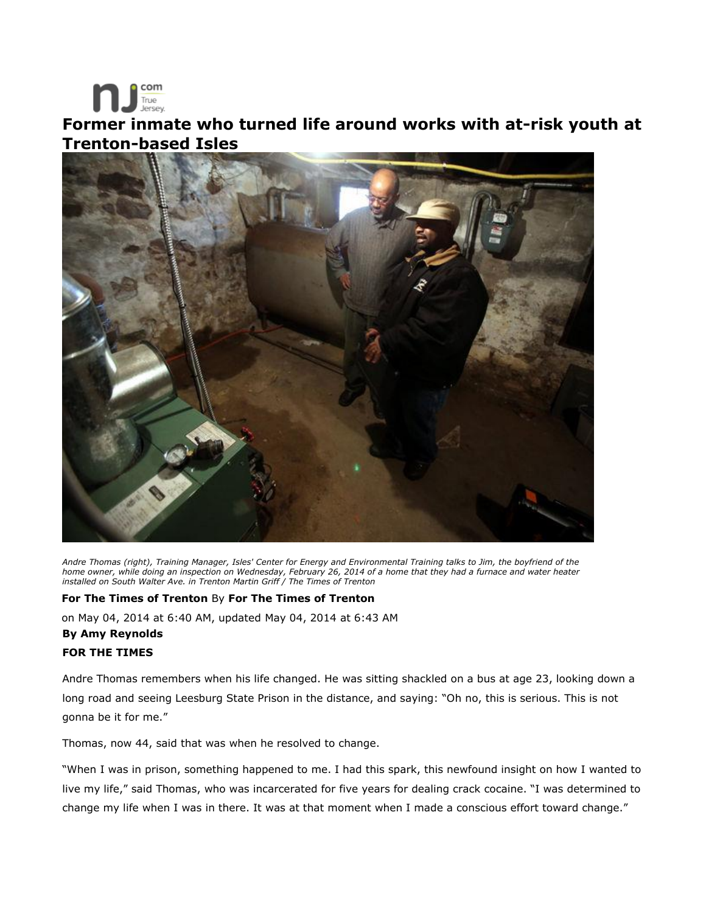# Former inmate who turned life around works with at-risk youth at Trenton-based Isles

*Andre Thomas (right), Training Manager, Isles' Center for Energy and Environmental Training talks to Jim, the boyfriend of the home owner, while doing an inspection on Wednesday, February 26, 2014 of a home that they had a furnace and water heater installed on South Walter Ave. in Trenton Martin Griff / The Times of Trenton*

**For The Times of Trenton** By **For The Times of Trenton**

on May 04, 2014 at 6:40 AM, updated May 04, 2014 at 6:43 AM

**By Amy Reynolds**

**FOR THE TIMES**

Andre Thomas remembers when his life changed. He was sitting shackled on a bus at age 23, looking down a long road and seeing Leesburg State Prison in the distance, and saying: "Oh no, this is serious. This is not gonna be it for me."

Thomas, now 44, said that was when he resolved to change.

"When I was in prison, something happened to me. I had this spark, this newfound insight on how I wanted to live my life," said Thomas, who was incarcerated for five years for dealing crack cocaine. "I was determined to change my life when I was in there. It was at that moment when I made a conscious effort toward change."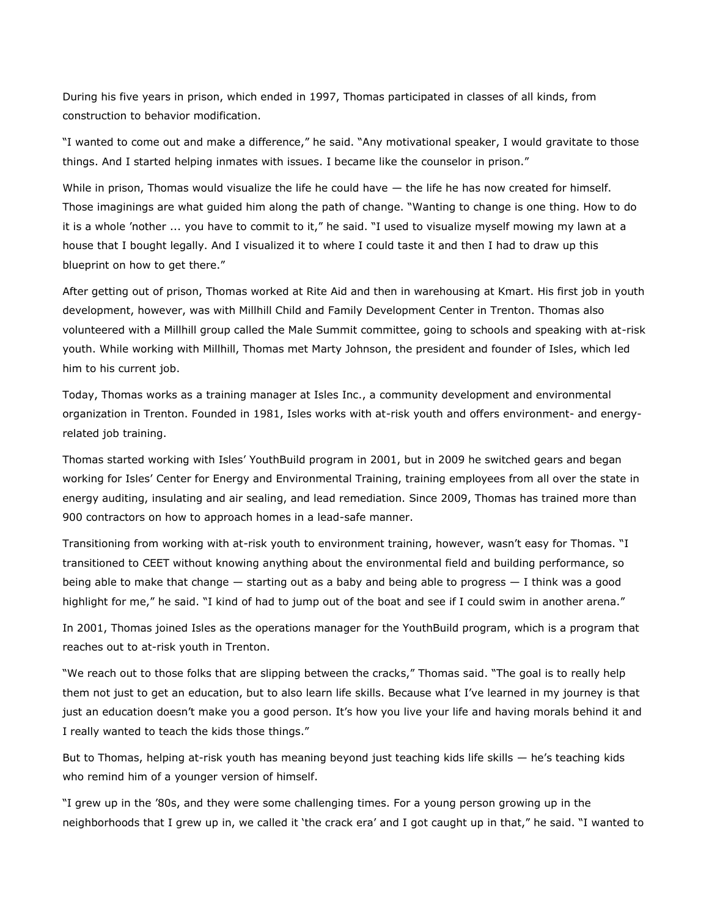During his five years in prison, which ended in 1997, Thomas participated in classes of all kinds, from construction to behavior modification.

"I wanted to come out and make a difference," he said. "Any motivational speaker, I would gravitate to those things. And I started helping inmates with issues. I became like the counselor in prison."

While in prison, Thomas would visualize the life he could have — the life he has now created for himself. Those imaginings are what guided him along the path of change. "Wanting to change is one thing. How to do it is a whole 'nother ... you have to commit to it," he said. "I used to visualize myself mowing my lawn at a house that I bought legally. And I visualized it to where I could taste it and then I had to draw up this blueprint on how to get there."

After getting out of prison, Thomas worked at Rite Aid and then in warehousing at Kmart. His first job in youth development, however, was with Millhill Child and Family Development Center in Trenton. Thomas also volunteered with a Millhill group called the Male Summit committee, going to schools and speaking with at-risk youth. While working with Millhill, Thomas met Marty Johnson, the president and founder of Isles, which led him to his current job.

Today, Thomas works as a training manager at Isles Inc., a community development and environmental organization in Trenton. Founded in 1981, Isles works with at-risk youth and offers environment- and energy-related job training.

Thomas started working with Isles' YouthBuild program in 2001, but in 2009 he switched gears and began working for Isles' Center for Energy and Environmental Training, training employees from all over the state in energy auditing, insulating and air sealing, and lead remediation. Since 2009, Thomas has trained more than 900 contractors on how to approach homes in a lead-safe manner.

Transitioning from working with at-risk youth to environment training, however, wasn't easy for Thomas. "I transitioned to CEET without knowing anything about the environmental field and building performance, so being able to make that change — starting out as a baby and being able to progress — I think was a good highlight for me," he said. "I kind of had to jump out of the boat and see if I could swim in another arena."

In 2001, Thomas joined Isles as the operations manager for the YouthBuild program, which is a program that reaches out to at-risk youth in Trenton.

"We reach out to those folks that are slipping between the cracks," Thomas said. "The goal is to really help them not just to get an education, but to also learn life skills. Because what I've learned in my journey is that just an education doesn't make you a good person. It's how you live your life and having morals behind it and I really wanted to teach the kids those things."

But to Thomas, helping at-risk youth has meaning beyond just teaching kids life skills — he's teaching kids who remind him of a younger version of himself.

"I grew up in the '80s, and they were some challenging times. For a young person growing up in the neighborhoods that I grew up in, we called it 'the crack era' and I got caught up in that," he said. "I wanted to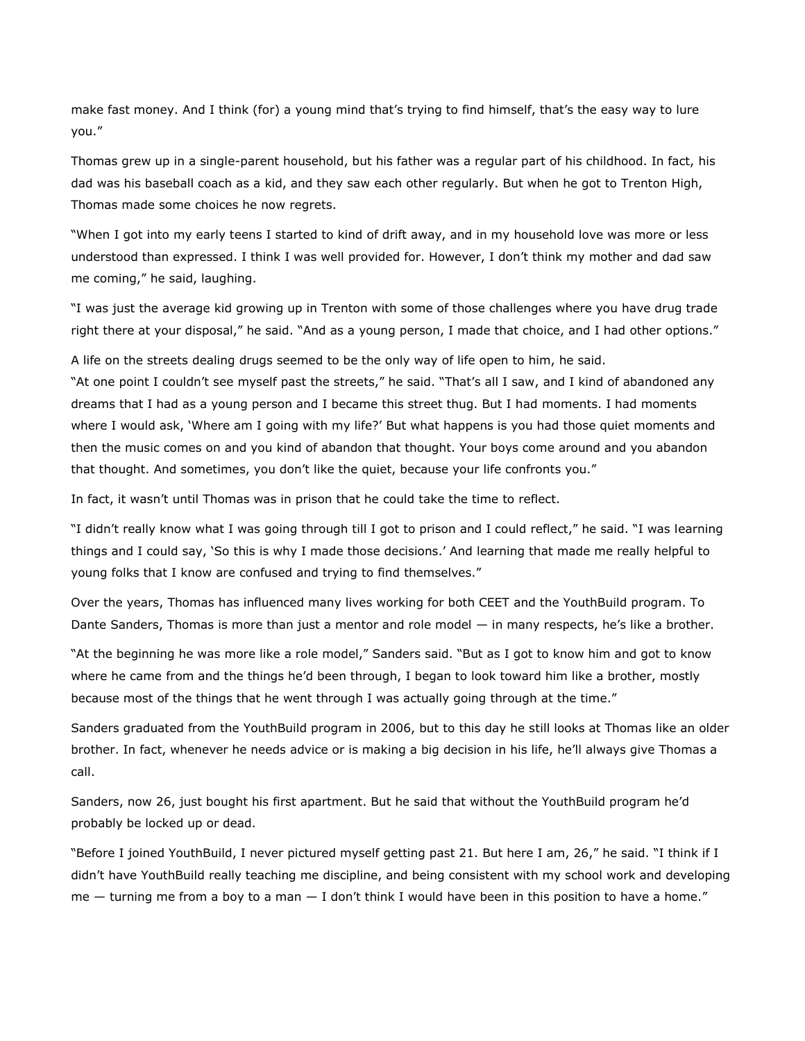make fast money. And I think (for) a young mind that's trying to find himself, that's the easy way to lure you."

Thomas grew up in a single-parent household, but his father was a regular part of his childhood. In fact, his dad was his baseball coach as a kid, and they saw each other regularly. But when he got to Trenton High, Thomas made some choices he now regrets.

"When I got into my early teens I started to kind of drift away, and in my household love was more or less understood than expressed. I think I was well provided for. However, I don't think my mother and dad saw me coming," he said, laughing.

"I was just the average kid growing up in Trenton with some of those challenges where you have drug trade right there at your disposal," he said. "And as a young person, I made that choice, and I had other options."

A life on the streets dealing drugs seemed to be the only way of life open to him, he said.
"At one point I couldn't see myself past the streets," he said. "That's all I saw, and I kind of abandoned any dreams that I had as a young person and I became this street thug. But I had moments. I had moments where I would ask, 'Where am I going with my life?' But what happens is you had those quiet moments and then the music comes on and you kind of abandon that thought. Your boys come around and you abandon that thought. And sometimes, you don't like the quiet, because your life confronts you."

In fact, it wasn't until Thomas was in prison that he could take the time to reflect.

"I didn't really know what I was going through till I got to prison and I could reflect," he said. "I was learning things and I could say, 'So this is why I made those decisions.' And learning that made me really helpful to young folks that I know are confused and trying to find themselves."

Over the years, Thomas has influenced many lives working for both CEET and the YouthBuild program. To Dante Sanders, Thomas is more than just a mentor and role model — in many respects, he's like a brother.

"At the beginning he was more like a role model," Sanders said. "But as I got to know him and got to know where he came from and the things he'd been through, I began to look toward him like a brother, mostly because most of the things that he went through I was actually going through at the time."

Sanders graduated from the YouthBuild program in 2006, but to this day he still looks at Thomas like an older brother. In fact, whenever he needs advice or is making a big decision in his life, he'll always give Thomas a call.

Sanders, now 26, just bought his first apartment. But he said that without the YouthBuild program he'd probably be locked up or dead.

"Before I joined YouthBuild, I never pictured myself getting past 21. But here I am, 26," he said. "I think if I didn't have YouthBuild really teaching me discipline, and being consistent with my school work and developing me — turning me from a boy to a man — I don't think I would have been in this position to have a home."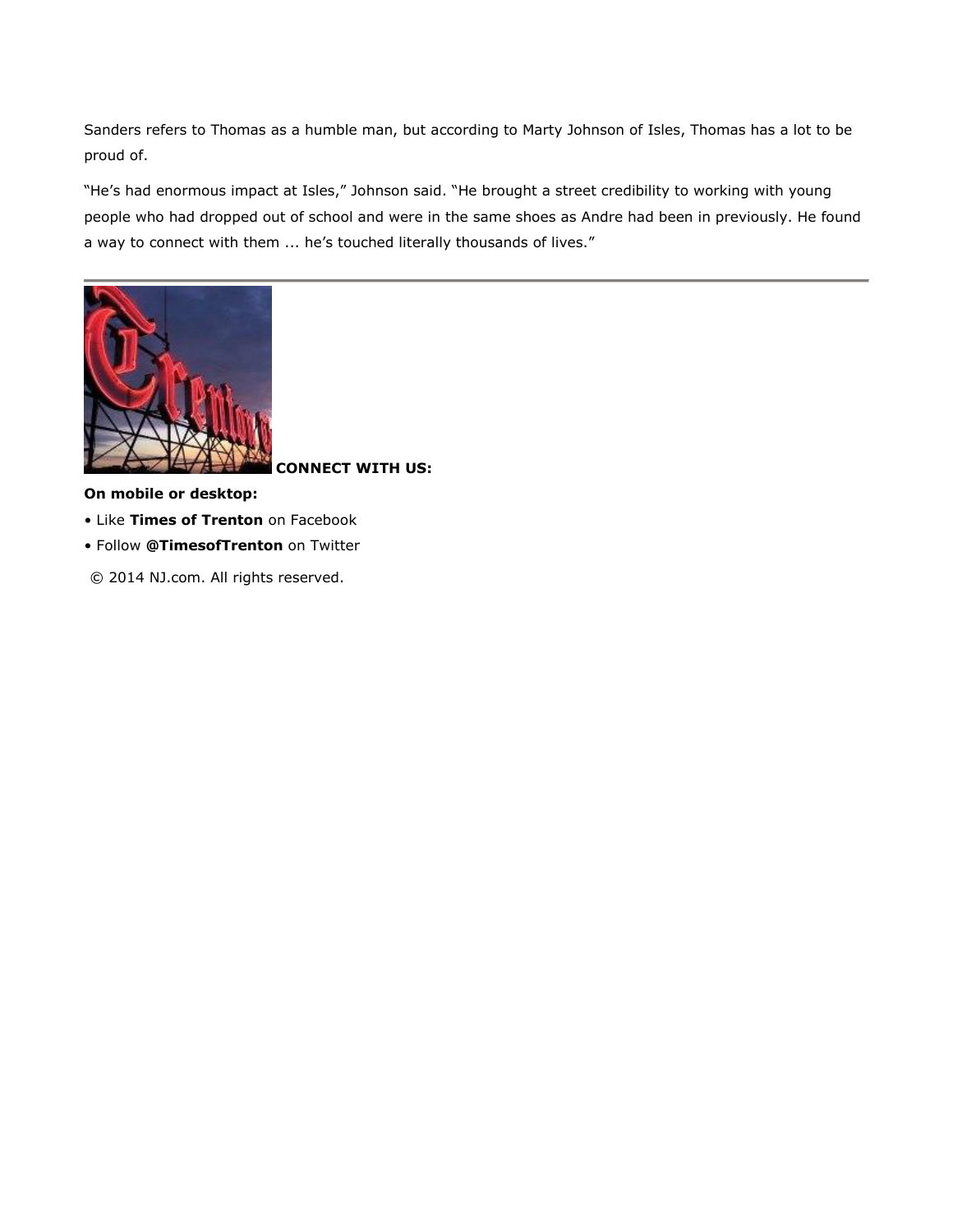Sanders refers to Thomas as a humble man, but according to Marty Johnson of Isles, Thomas has a lot to be proud of.

"He's had enormous impact at Isles," Johnson said. "He brought a street credibility to working with young people who had dropped out of school and were in the same shoes as Andre had been in previously. He found a way to connect with them ... he's touched literally thousands of lives."

---

**CONNECT WITH US:**

**On mobile or desktop:**

• Like **Times of Trenton** on Facebook

• Follow **@TimesofTrenton** on Twitter

© 2014 NJ.com. All rights reserved.